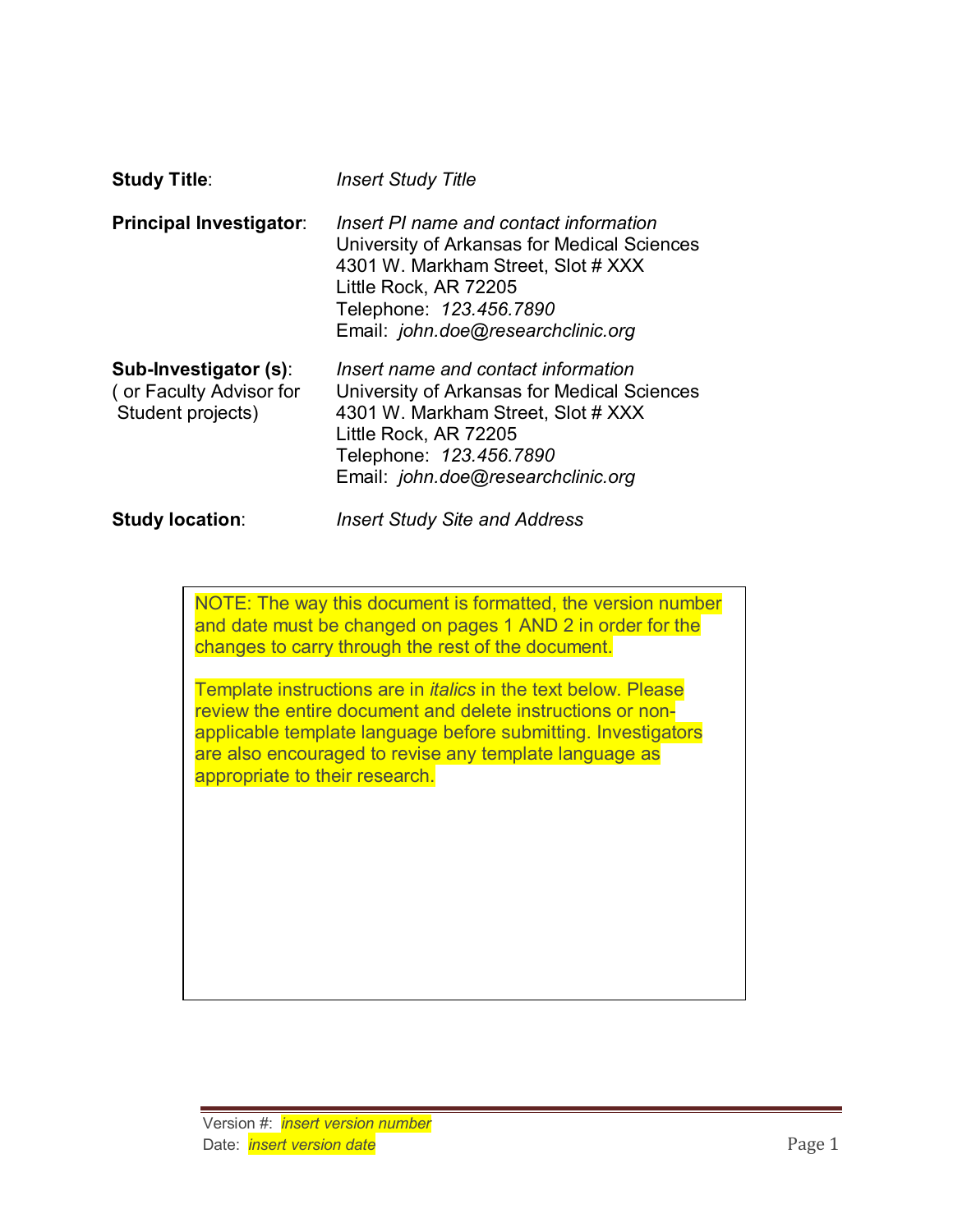**Study Title**: *Insert Study Title*

**Principal Investigator**: *Insert PI name and contact information*
University of Arkansas for Medical Sciences
4301 W. Markham Street, Slot # XXX
Little Rock, AR 72205
Telephone: *123.456.7890*
Email: *john.doe@researchclinic.org*

**Sub-Investigator (s)**: ( or Faculty Advisor for Student projects)
*Insert name and contact information*
University of Arkansas for Medical Sciences
4301 W. Markham Street, Slot # XXX
Little Rock, AR 72205
Telephone: *123.456.7890*
Email: *john.doe@researchclinic.org*

**Study location**: *Insert Study Site and Address*

NOTE: The way this document is formatted, the version number and date must be changed on pages 1 AND 2 in order for the changes to carry through the rest of the document.

Template instructions are in *italics* in the text below. Please review the entire document and delete instructions or non-applicable template language before submitting. Investigators are also encouraged to revise any template language as appropriate to their research.

Version #: *insert version number*
Date: *insert version date*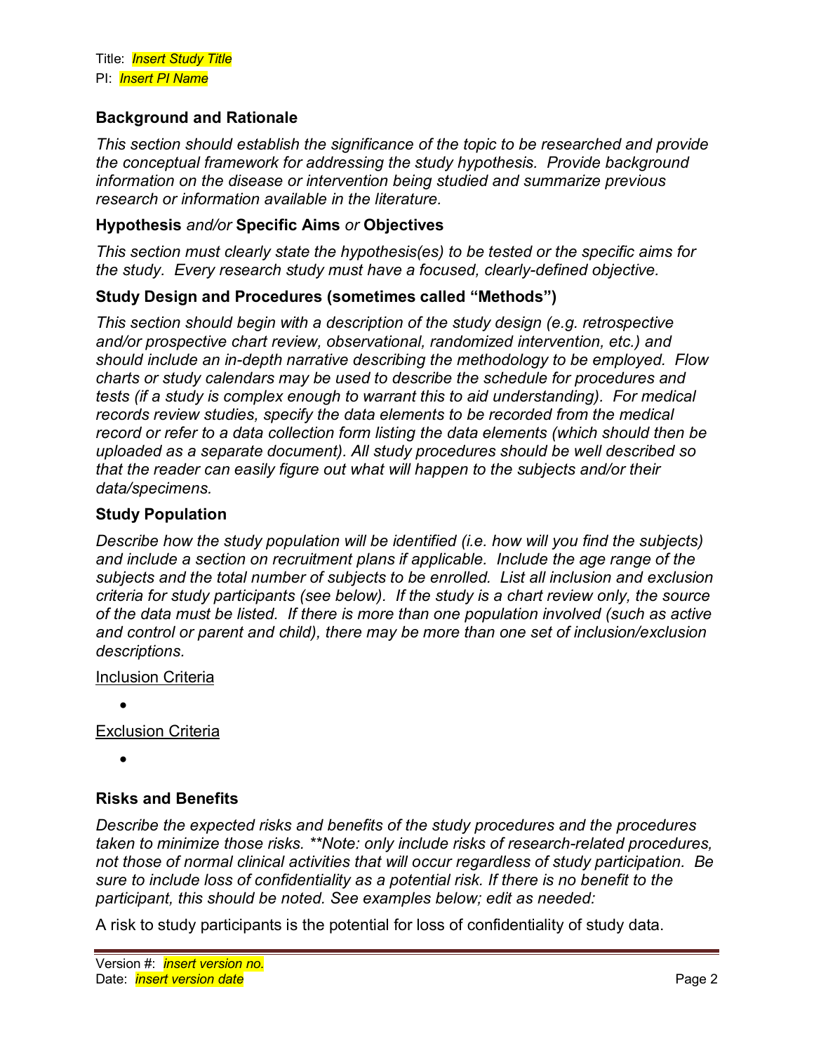Title: *Insert Study Title*
PI: *Insert PI Name*

## Background and Rationale

*This section should establish the significance of the topic to be researched and provide the conceptual framework for addressing the study hypothesis. Provide background information on the disease or intervention being studied and summarize previous research or information available in the literature.*

## Hypothesis *and/or* Specific Aims *or* Objectives

*This section must clearly state the hypothesis(es) to be tested or the specific aims for the study. Every research study must have a focused, clearly-defined objective.*

## Study Design and Procedures (sometimes called "Methods")

*This section should begin with a description of the study design (e.g. retrospective and/or prospective chart review, observational, randomized intervention, etc.) and should include an in-depth narrative describing the methodology to be employed. Flow charts or study calendars may be used to describe the schedule for procedures and tests (if a study is complex enough to warrant this to aid understanding). For medical records review studies, specify the data elements to be recorded from the medical record or refer to a data collection form listing the data elements (which should then be uploaded as a separate document). All study procedures should be well described so that the reader can easily figure out what will happen to the subjects and/or their data/specimens.*

## Study Population

*Describe how the study population will be identified (i.e. how will you find the subjects) and include a section on recruitment plans if applicable. Include the age range of the subjects and the total number of subjects to be enrolled. List all inclusion and exclusion criteria for study participants (see below). If the study is a chart review only, the source of the data must be listed. If there is more than one population involved (such as active and control or parent and child), there may be more than one set of inclusion/exclusion descriptions.*

<u>Inclusion Criteria</u>

- 

<u>Exclusion Criteria</u>

- 

## Risks and Benefits

*Describe the expected risks and benefits of the study procedures and the procedures taken to minimize those risks. **Note: only include risks of research-related procedures, not those of normal clinical activities that will occur regardless of study participation. Be sure to include loss of confidentiality as a potential risk. If there is no benefit to the participant, this should be noted. See examples below; edit as needed:*

A risk to study participants is the potential for loss of confidentiality of study data.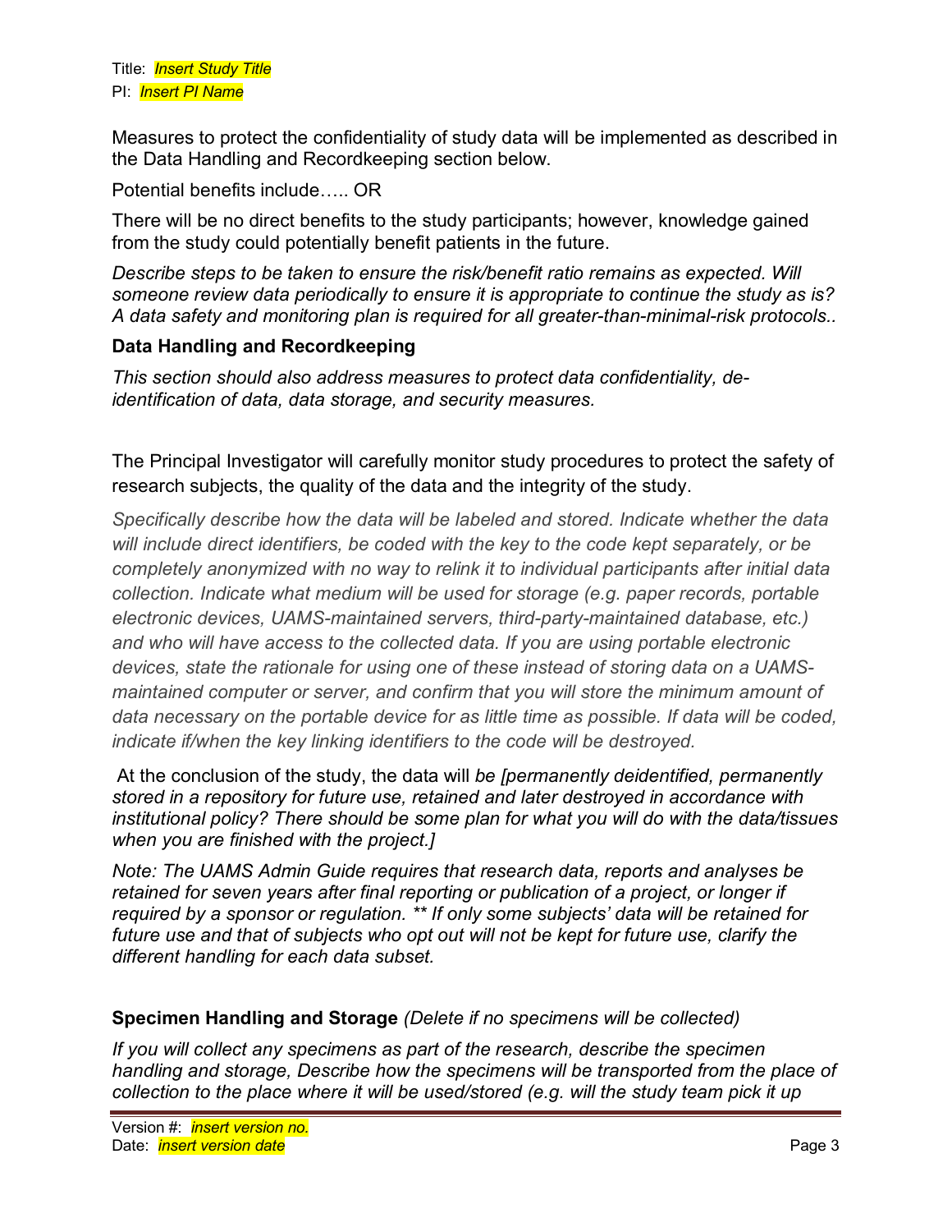Measures to protect the confidentiality of study data will be implemented as described in the Data Handling and Recordkeeping section below.

Potential benefits include….. OR

There will be no direct benefits to the study participants; however, knowledge gained from the study could potentially benefit patients in the future.

*Describe steps to be taken to ensure the risk/benefit ratio remains as expected. Will someone review data periodically to ensure it is appropriate to continue the study as is? A data safety and monitoring plan is required for all greater-than-minimal-risk protocols..*

### Data Handling and Recordkeeping

*This section should also address measures to protect data confidentiality, de-identification of data, data storage, and security measures.*

The Principal Investigator will carefully monitor study procedures to protect the safety of research subjects, the quality of the data and the integrity of the study.

*Specifically describe how the data will be labeled and stored. Indicate whether the data will include direct identifiers, be coded with the key to the code kept separately, or be completely anonymized with no way to relink it to individual participants after initial data collection. Indicate what medium will be used for storage (e.g. paper records, portable electronic devices, UAMS-maintained servers, third-party-maintained database, etc.) and who will have access to the collected data. If you are using portable electronic devices, state the rationale for using one of these instead of storing data on a UAMS-maintained computer or server, and confirm that you will store the minimum amount of data necessary on the portable device for as little time as possible. If data will be coded, indicate if/when the key linking identifiers to the code will be destroyed.*

At the conclusion of the study, the data will *be [permanently deidentified, permanently stored in a repository for future use, retained and later destroyed in accordance with institutional policy? There should be some plan for what you will do with the data/tissues when you are finished with the project.]*

*Note: The UAMS Admin Guide requires that research data, reports and analyses be retained for seven years after final reporting or publication of a project, or longer if required by a sponsor or regulation. ** If only some subjects' data will be retained for future use and that of subjects who opt out will not be kept for future use, clarify the different handling for each data subset.*

### Specimen Handling and Storage *(Delete if no specimens will be collected)*

*If you will collect any specimens as part of the research, describe the specimen handling and storage, Describe how the specimens will be transported from the place of collection to the place where it will be used/stored (e.g. will the study team pick it up*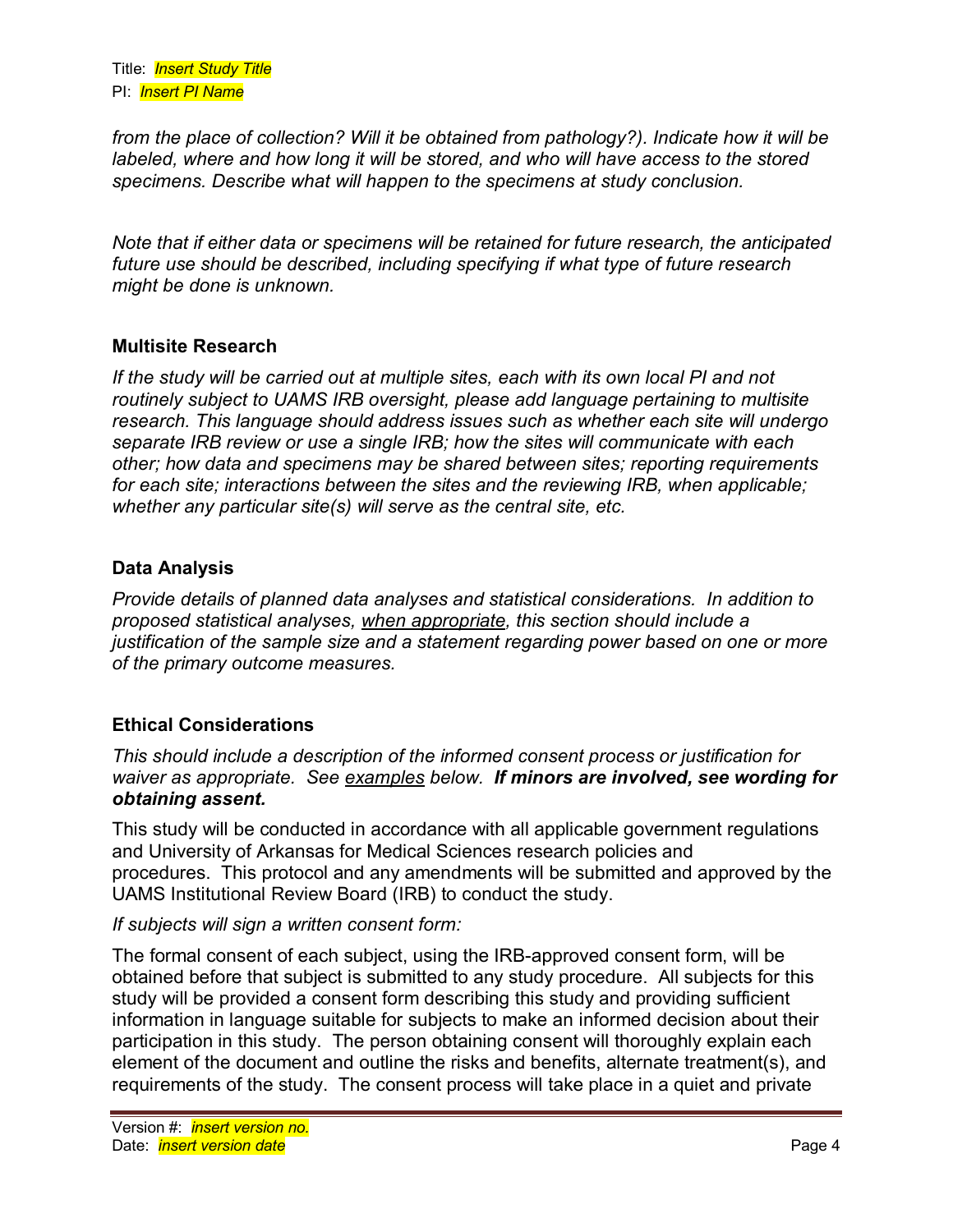*from the place of collection? Will it be obtained from pathology?). Indicate how it will be labeled, where and how long it will be stored, and who will have access to the stored specimens. Describe what will happen to the specimens at study conclusion.*

*Note that if either data or specimens will be retained for future research, the anticipated future use should be described, including specifying if what type of future research might be done is unknown.*

### Multisite Research

*If the study will be carried out at multiple sites, each with its own local PI and not routinely subject to UAMS IRB oversight, please add language pertaining to multisite research. This language should address issues such as whether each site will undergo separate IRB review or use a single IRB; how the sites will communicate with each other; how data and specimens may be shared between sites; reporting requirements for each site; interactions between the sites and the reviewing IRB, when applicable; whether any particular site(s) will serve as the central site, etc.*

### Data Analysis

*Provide details of planned data analyses and statistical considerations. In addition to proposed statistical analyses, <u>when appropriate</u>, this section should include a justification of the sample size and a statement regarding power based on one or more of the primary outcome measures.*

### Ethical Considerations

*This should include a description of the informed consent process or justification for waiver as appropriate. See <u>examples</u> below.* ***If minors are involved, see wording for obtaining assent.***

This study will be conducted in accordance with all applicable government regulations and University of Arkansas for Medical Sciences research policies and procedures. This protocol and any amendments will be submitted and approved by the UAMS Institutional Review Board (IRB) to conduct the study.

*If subjects will sign a written consent form:*

The formal consent of each subject, using the IRB-approved consent form, will be obtained before that subject is submitted to any study procedure. All subjects for this study will be provided a consent form describing this study and providing sufficient information in language suitable for subjects to make an informed decision about their participation in this study. The person obtaining consent will thoroughly explain each element of the document and outline the risks and benefits, alternate treatment(s), and requirements of the study. The consent process will take place in a quiet and private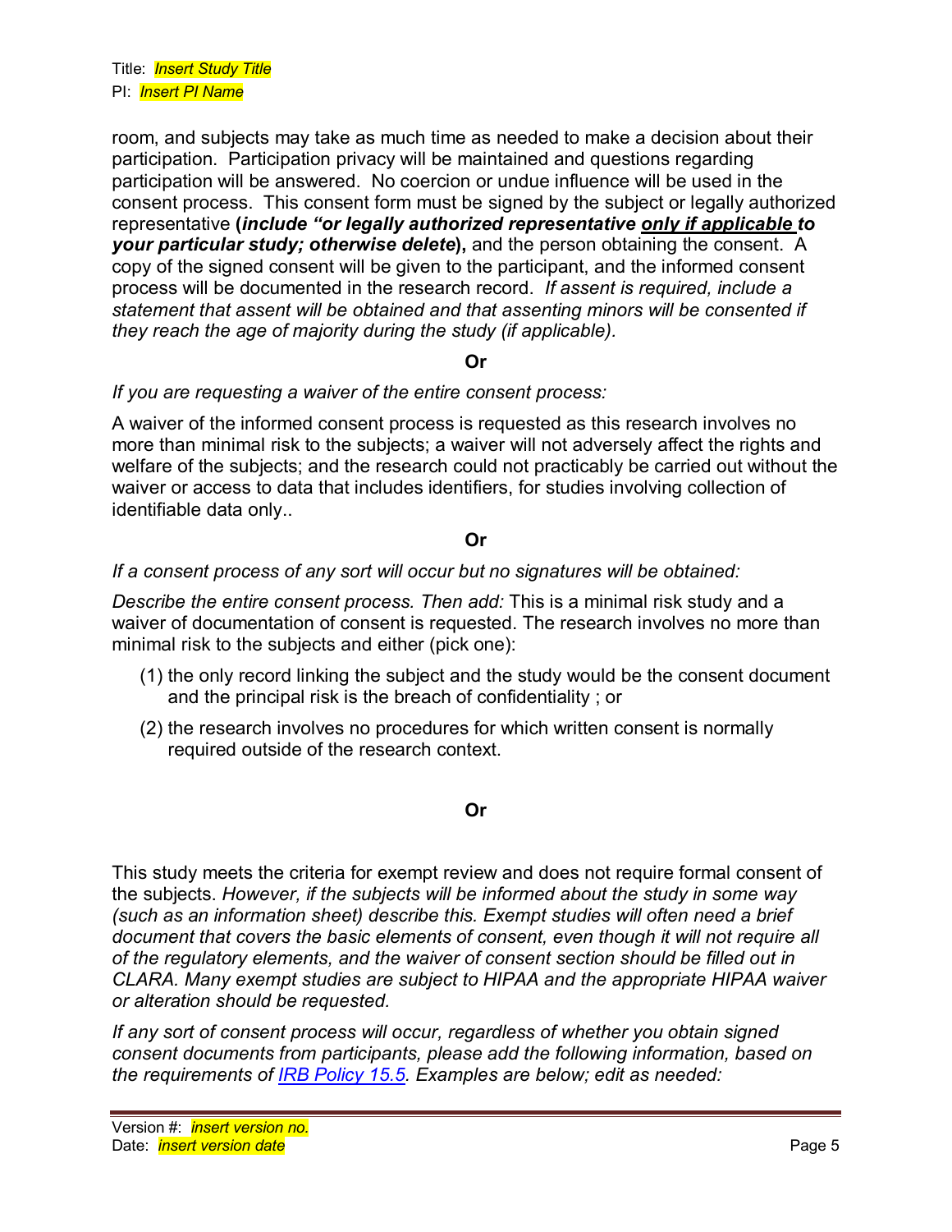room, and subjects may take as much time as needed to make a decision about their participation. Participation privacy will be maintained and questions regarding participation will be answered. No coercion or undue influence will be used in the consent process. This consent form must be signed by the subject or legally authorized representative **(*include "or legally authorized representative <u>only if applicable</u> to your particular study; otherwise delete*),** and the person obtaining the consent. A copy of the signed consent will be given to the participant, and the informed consent process will be documented in the research record. *If assent is required, include a statement that assent will be obtained and that assenting minors will be consented if they reach the age of majority during the study (if applicable).*

**Or**

*If you are requesting a waiver of the entire consent process:*

A waiver of the informed consent process is requested as this research involves no more than minimal risk to the subjects; a waiver will not adversely affect the rights and welfare of the subjects; and the research could not practicably be carried out without the waiver or access to data that includes identifiers, for studies involving collection of identifiable data only..

**Or**

*If a consent process of any sort will occur but no signatures will be obtained:*

*Describe the entire consent process. Then add:* This is a minimal risk study and a waiver of documentation of consent is requested. The research involves no more than minimal risk to the subjects and either (pick one):

(1) the only record linking the subject and the study would be the consent document and the principal risk is the breach of confidentiality ; or

(2) the research involves no procedures for which written consent is normally required outside of the research context.

**Or**

This study meets the criteria for exempt review and does not require formal consent of the subjects. *However, if the subjects will be informed about the study in some way (such as an information sheet) describe this. Exempt studies will often need a brief document that covers the basic elements of consent, even though it will not require all of the regulatory elements, and the waiver of consent section should be filled out in CLARA. Many exempt studies are subject to HIPAA and the appropriate HIPAA waiver or alteration should be requested.*

*If any sort of consent process will occur, regardless of whether you obtain signed consent documents from participants, please add the following information, based on the requirements of IRB Policy 15.5. Examples are below; edit as needed:*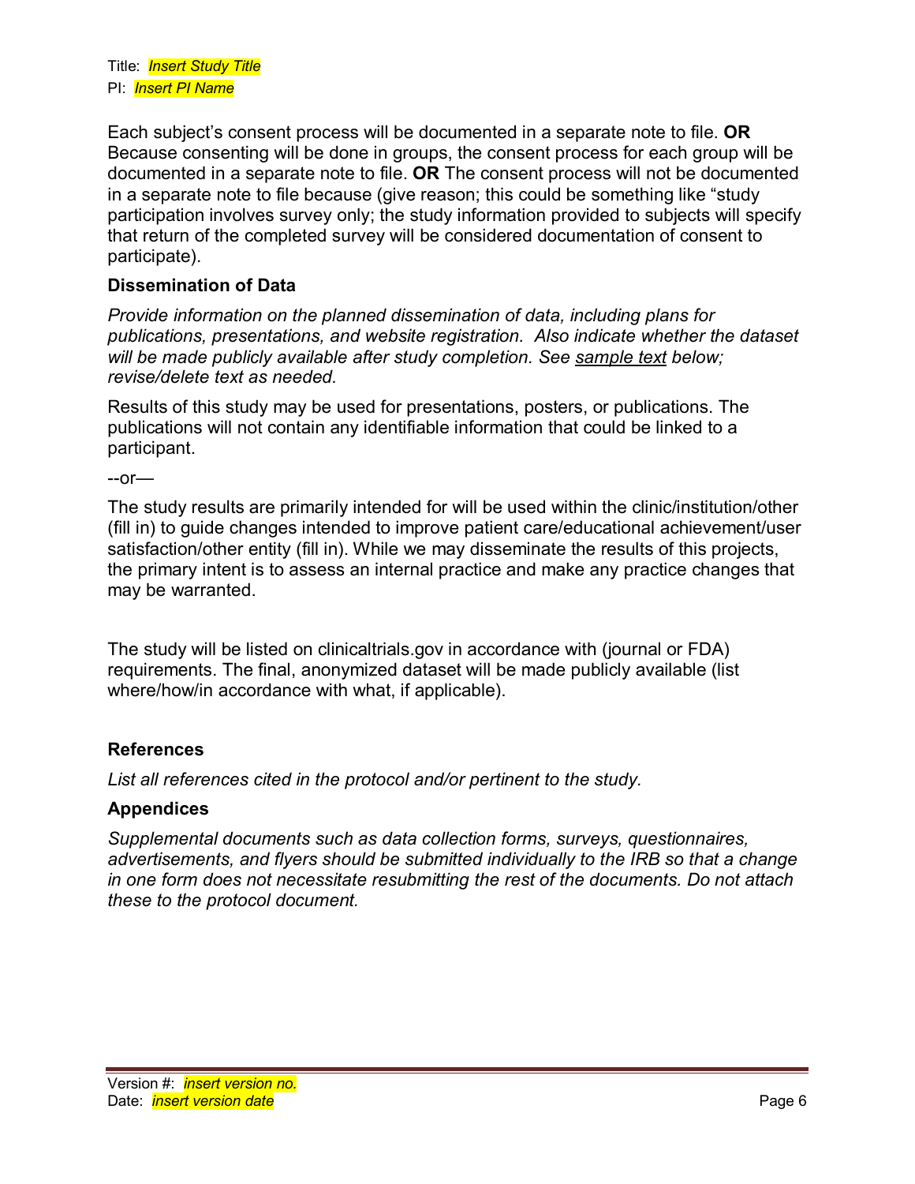Each subject's consent process will be documented in a separate note to file. **OR** Because consenting will be done in groups, the consent process for each group will be documented in a separate note to file. **OR** The consent process will not be documented in a separate note to file because (give reason; this could be something like "study participation involves survey only; the study information provided to subjects will specify that return of the completed survey will be considered documentation of consent to participate).

## Dissemination of Data

*Provide information on the planned dissemination of data, including plans for publications, presentations, and website registration. Also indicate whether the dataset will be made publicly available after study completion. See sample text below; revise/delete text as needed.*

Results of this study may be used for presentations, posters, or publications. The publications will not contain any identifiable information that could be linked to a participant.

--or—

The study results are primarily intended for will be used within the clinic/institution/other (fill in) to guide changes intended to improve patient care/educational achievement/user satisfaction/other entity (fill in). While we may disseminate the results of this projects, the primary intent is to assess an internal practice and make any practice changes that may be warranted.

The study will be listed on clinicaltrials.gov in accordance with (journal or FDA) requirements. The final, anonymized dataset will be made publicly available (list where/how/in accordance with what, if applicable).

## References

*List all references cited in the protocol and/or pertinent to the study.*

## Appendices

*Supplemental documents such as data collection forms, surveys, questionnaires, advertisements, and flyers should be submitted individually to the IRB so that a change in one form does not necessitate resubmitting the rest of the documents. Do not attach these to the protocol document.*